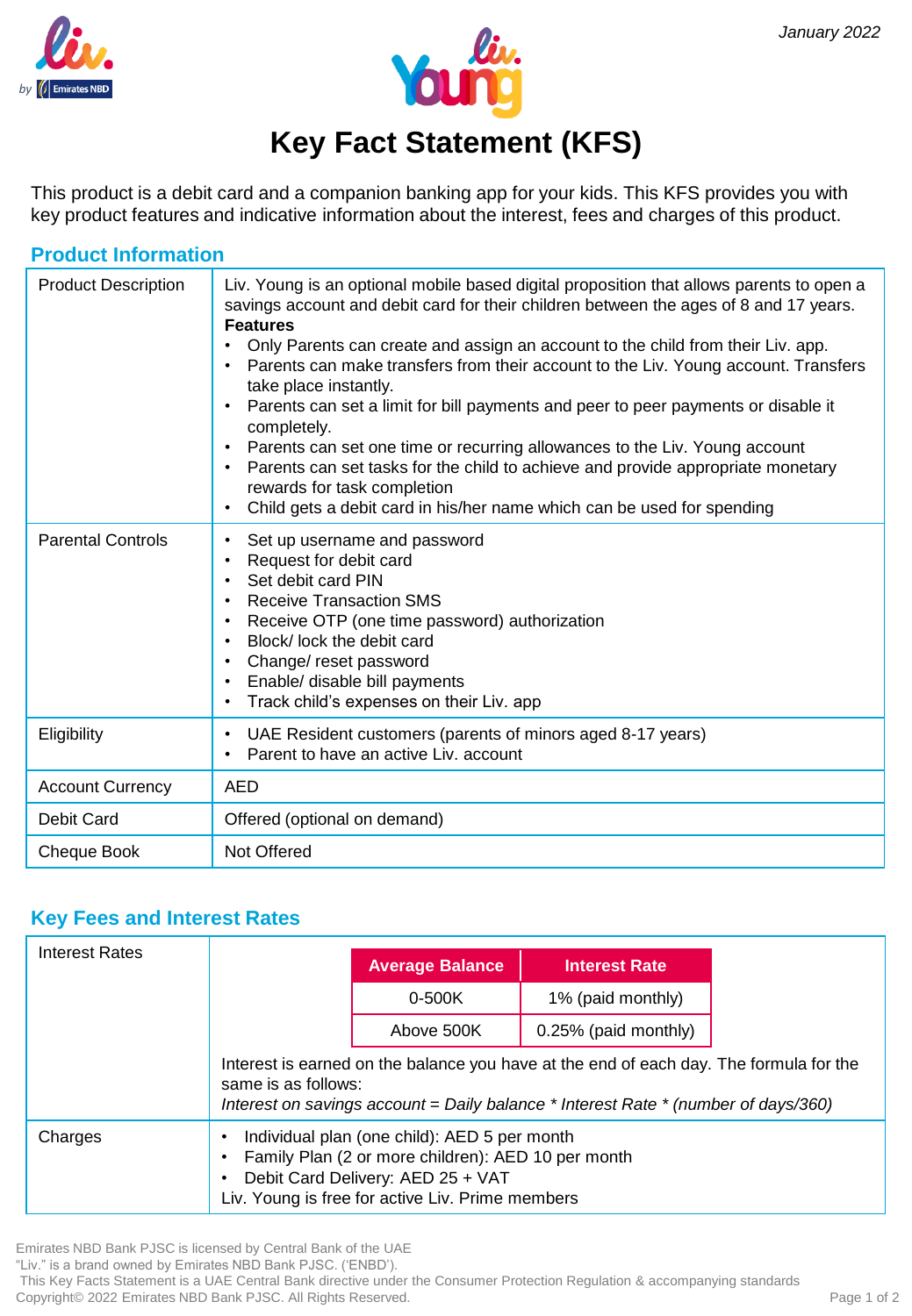January 2022

# Key Fact Statement (KFS)

This product is a debit card and a companion banking app for your kids. This KFS provides you with key product features and indicative information about the interest, fees and charges of this product.

## Product Information

| | |
|---|---|
| Product Description | Liv. Young is an optional mobile based digital proposition that allows parents to open a savings account and debit card for their children between the ages of 8 and 17 years.<br>**Features**<br>• Only Parents can create and assign an account to the child from their Liv. app.<br>• Parents can make transfers from their account to the Liv. Young account. Transfers take place instantly.<br>• Parents can set a limit for bill payments and peer to peer payments or disable it completely.<br>• Parents can set one time or recurring allowances to the Liv. Young account<br>• Parents can set tasks for the child to achieve and provide appropriate monetary rewards for task completion<br>• Child gets a debit card in his/her name which can be used for spending |
| Parental Controls | • Set up username and password<br>• Request for debit card<br>• Set debit card PIN<br>• Receive Transaction SMS<br>• Receive OTP (one time password) authorization<br>• Block/ lock the debit card<br>• Change/ reset password<br>• Enable/ disable bill payments<br>• Track child's expenses on their Liv. app |
| Eligibility | • UAE Resident customers (parents of minors aged 8-17 years)<br>• Parent to have an active Liv. account |
| Account Currency | AED |
| Debit Card | Offered (optional on demand) |
| Cheque Book | Not Offered |

## Key Fees and Interest Rates

**Interest Rates**

| Average Balance | Interest Rate |
|---|---|
| 0-500K | 1% (paid monthly) |
| Above 500K | 0.25% (paid monthly) |

Interest is earned on the balance you have at the end of each day. The formula for the same is as follows:
*Interest on savings account = Daily balance * Interest Rate * (number of days/360)*

**Charges**

- Individual plan (one child): AED 5 per month
- Family Plan (2 or more children): AED 10 per month
- Debit Card Delivery: AED 25 + VAT

Liv. Young is free for active Liv. Prime members

Emirates NBD Bank PJSC is licensed by Central Bank of the UAE
"Liv." is a brand owned by Emirates NBD Bank PJSC. ('ENBD').
This Key Facts Statement is a UAE Central Bank directive under the Consumer Protection Regulation & accompanying standards
Copyright© 2022 Emirates NBD Bank PJSC. All Rights Reserved.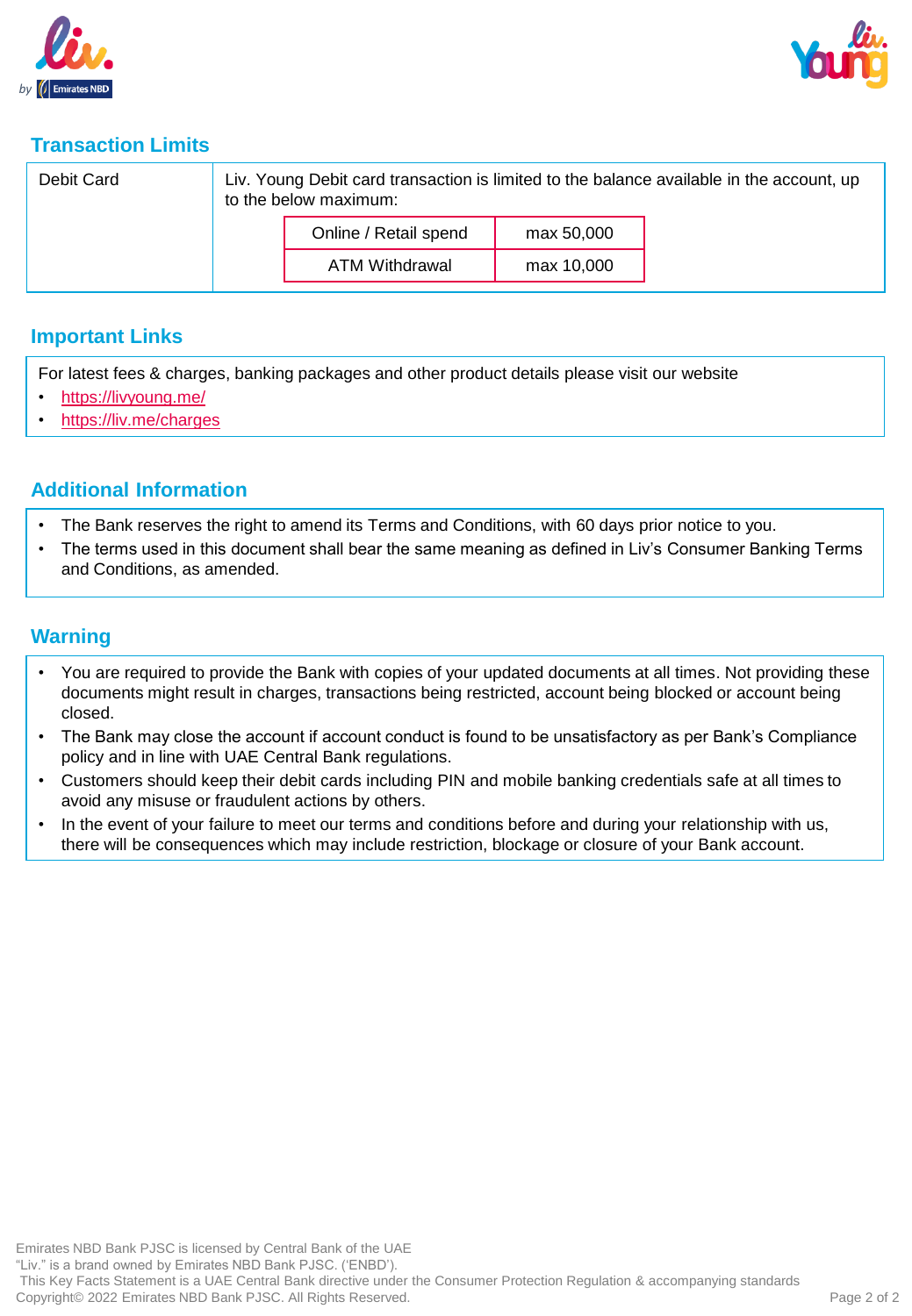## Transaction Limits

| | |
|---|---|
| Debit Card | Liv. Young Debit card transaction is limited to the balance available in the account, up to the below maximum: |

| | |
|---|---|
| Online / Retail spend | max 50,000 |
| ATM Withdrawal | max 10,000 |

## Important Links

For latest fees & charges, banking packages and other product details please visit our website

- https://livyoung.me/
- https://liv.me/charges

## Additional Information

- The Bank reserves the right to amend its Terms and Conditions, with 60 days prior notice to you.
- The terms used in this document shall bear the same meaning as defined in Liv's Consumer Banking Terms and Conditions, as amended.

## Warning

- You are required to provide the Bank with copies of your updated documents at all times. Not providing these documents might result in charges, transactions being restricted, account being blocked or account being closed.
- The Bank may close the account if account conduct is found to be unsatisfactory as per Bank's Compliance policy and in line with UAE Central Bank regulations.
- Customers should keep their debit cards including PIN and mobile banking credentials safe at all times to avoid any misuse or fraudulent actions by others.
- In the event of your failure to meet our terms and conditions before and during your relationship with us, there will be consequences which may include restriction, blockage or closure of your Bank account.

Emirates NBD Bank PJSC is licensed by Central Bank of the UAE
"Liv." is a brand owned by Emirates NBD Bank PJSC. ('ENBD').
This Key Facts Statement is a UAE Central Bank directive under the Consumer Protection Regulation & accompanying standards
Copyright© 2022 Emirates NBD Bank PJSC. All Rights Reserved.